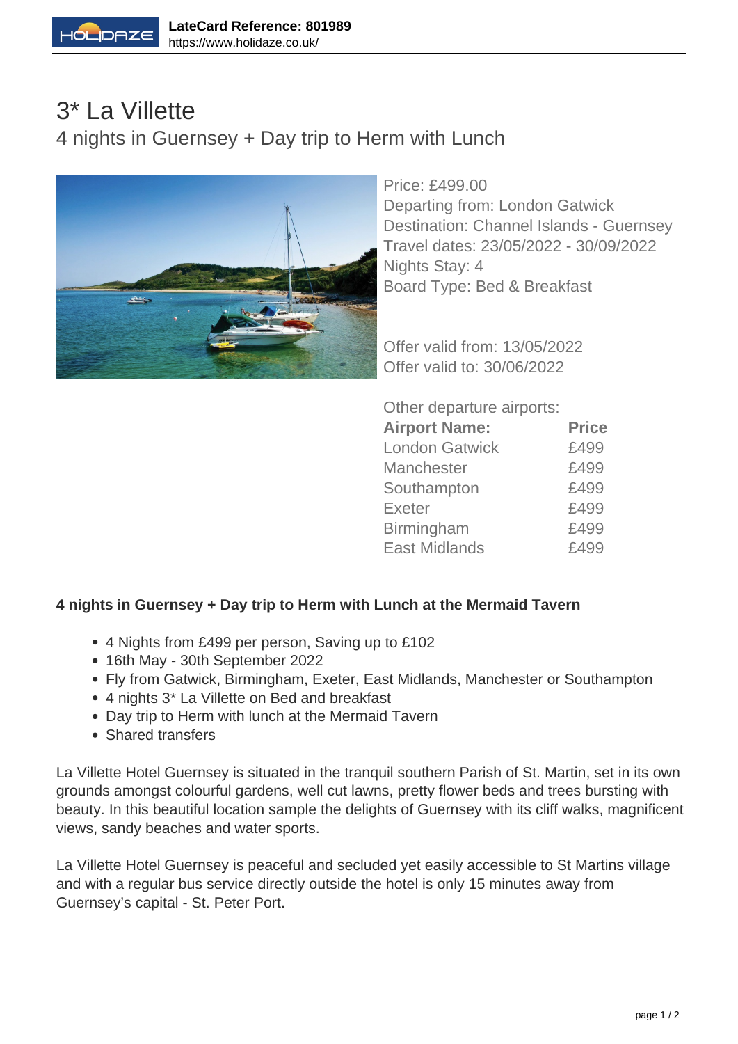LateCard Reference: 801989
https://www.holidaze.co.uk/

# 3* La Villette

## 4 nights in Guernsey + Day trip to Herm with Lunch

Price: £499.00
Departing from: London Gatwick
Destination: Channel Islands - Guernsey
Travel dates: 23/05/2022 - 30/09/2022
Nights Stay: 4
Board Type: Bed & Breakfast

Offer valid from: 13/05/2022
Offer valid to: 30/06/2022

Other departure airports:

| Airport Name: | Price |
|---|---|
| London Gatwick | £499 |
| Manchester | £499 |
| Southampton | £499 |
| Exeter | £499 |
| Birmingham | £499 |
| East Midlands | £499 |

**4 nights in Guernsey + Day trip to Herm with Lunch at the Mermaid Tavern**

- 4 Nights from £499 per person, Saving up to £102
- 16th May - 30th September 2022
- Fly from Gatwick, Birmingham, Exeter, East Midlands, Manchester or Southampton
- 4 nights 3* La Villette on Bed and breakfast
- Day trip to Herm with lunch at the Mermaid Tavern
- Shared transfers

La Villette Hotel Guernsey is situated in the tranquil southern Parish of St. Martin, set in its own grounds amongst colourful gardens, well cut lawns, pretty flower beds and trees bursting with beauty. In this beautiful location sample the delights of Guernsey with its cliff walks, magnificent views, sandy beaches and water sports.

La Villette Hotel Guernsey is peaceful and secluded yet easily accessible to St Martins village and with a regular bus service directly outside the hotel is only 15 minutes away from Guernsey's capital - St. Peter Port.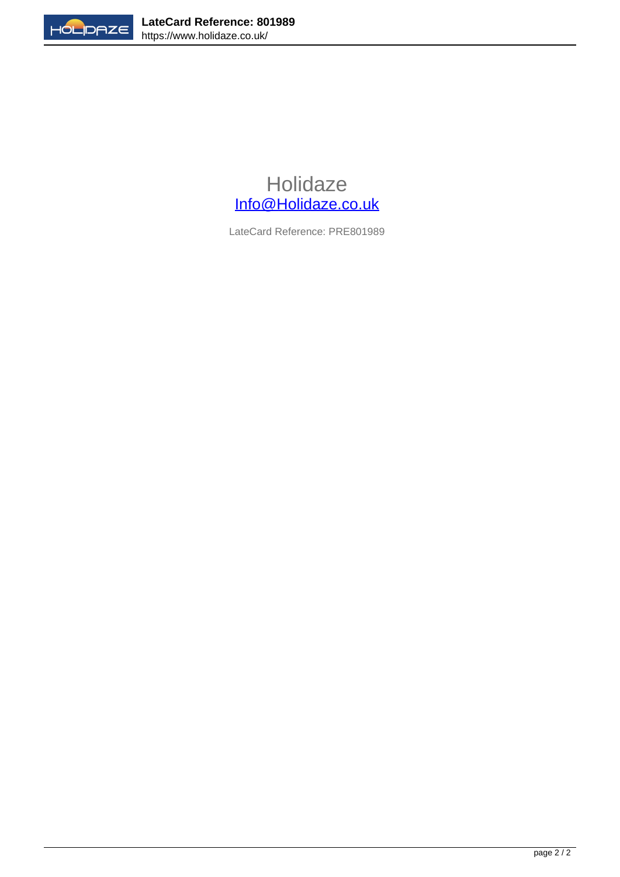Holidaze
[Info@Holidaze.co.uk](mailto:Info@Holidaze.co.uk)

LateCard Reference: PRE801989